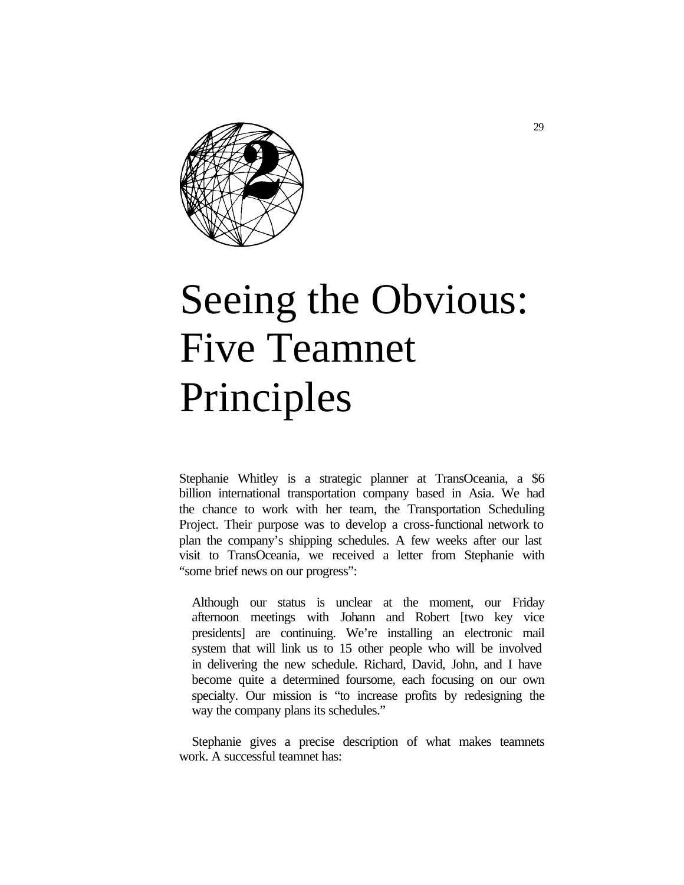# Seeing the Obvious: Five Teamnet Principles

Stephanie Whitley is a strategic planner at TransOceania, a $6 billion international transportation company based in Asia. We had the chance to work with her team, the Transportation Scheduling Project. Their purpose was to develop a cross-functional network to plan the company's shipping schedules. A few weeks after our last visit to TransOceania, we received a letter from Stephanie with "some brief news on our progress":

> Although our status is unclear at the moment, our Friday afternoon meetings with Johann and Robert [two key vice presidents] are continuing. We're installing an electronic mail system that will link us to 15 other people who will be involved in delivering the new schedule. Richard, David, John, and I have become quite a determined foursome, each focusing on our own specialty. Our mission is "to increase profits by redesigning the way the company plans its schedules."

Stephanie gives a precise description of what makes teamnets work. A successful teamnet has: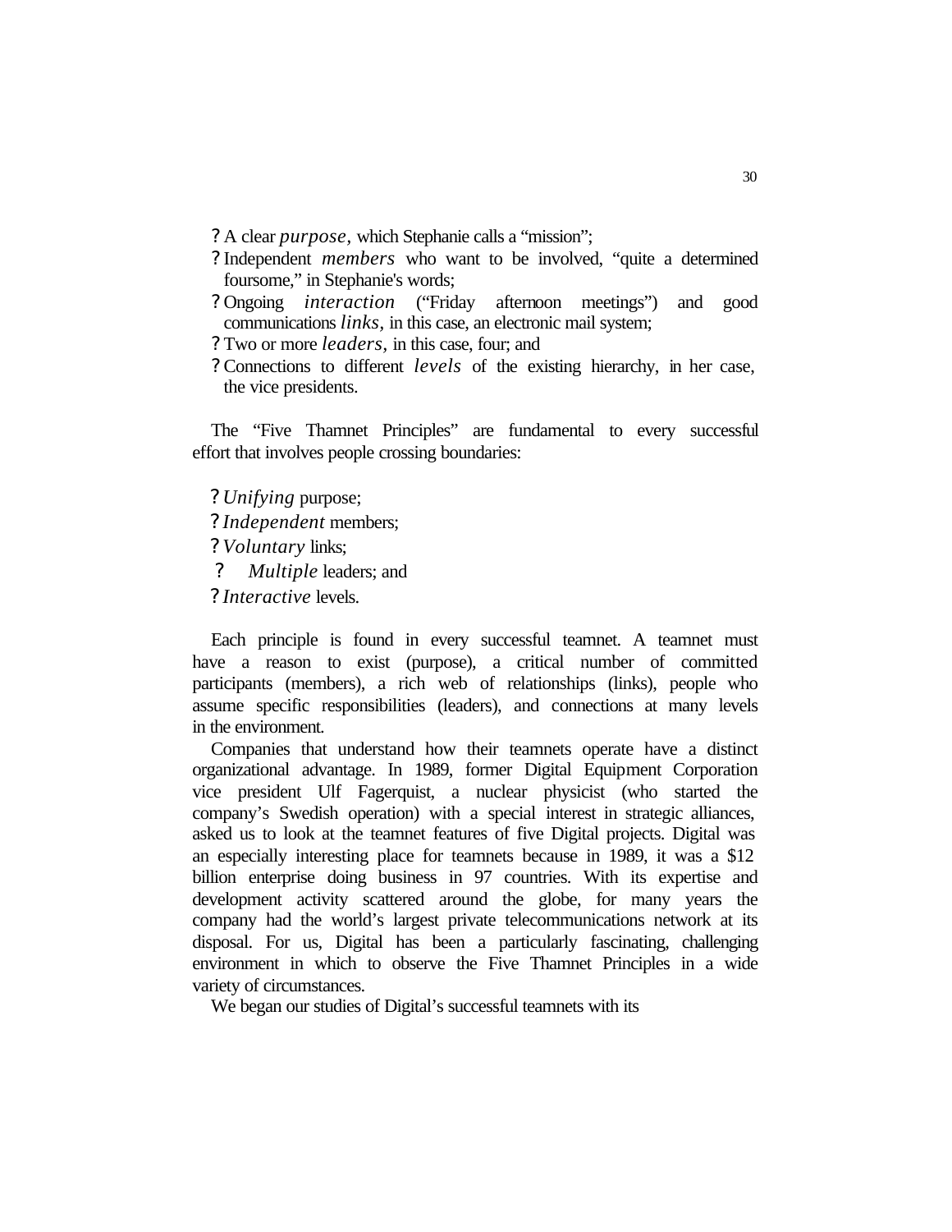- A clear *purpose*, which Stephanie calls a "mission";
- Independent *members* who want to be involved, "quite a determined foursome," in Stephanie's words;
- Ongoing *interaction* ("Friday afternoon meetings") and good communications *links*, in this case, an electronic mail system;
- Two or more *leaders*, in this case, four; and
- Connections to different *levels* of the existing hierarchy, in her case, the vice presidents.

The "Five Thamnet Principles" are fundamental to every successful effort that involves people crossing boundaries:

- *Unifying* purpose;
- *Independent* members;
- *Voluntary* links;
- *Multiple* leaders; and
- *Interactive* levels.

Each principle is found in every successful teamnet. A teamnet must have a reason to exist (purpose), a critical number of committed participants (members), a rich web of relationships (links), people who assume specific responsibilities (leaders), and connections at many levels in the environment.

Companies that understand how their teamnets operate have a distinct organizational advantage. In 1989, former Digital Equipment Corporation vice president Ulf Fagerquist, a nuclear physicist (who started the company's Swedish operation) with a special interest in strategic alliances, asked us to look at the teamnet features of five Digital projects. Digital was an especially interesting place for teamnets because in 1989, it was a $12 billion enterprise doing business in 97 countries. With its expertise and development activity scattered around the globe, for many years the company had the world's largest private telecommunications network at its disposal. For us, Digital has been a particularly fascinating, challenging environment in which to observe the Five Thamnet Principles in a wide variety of circumstances.

We began our studies of Digital's successful teamnets with its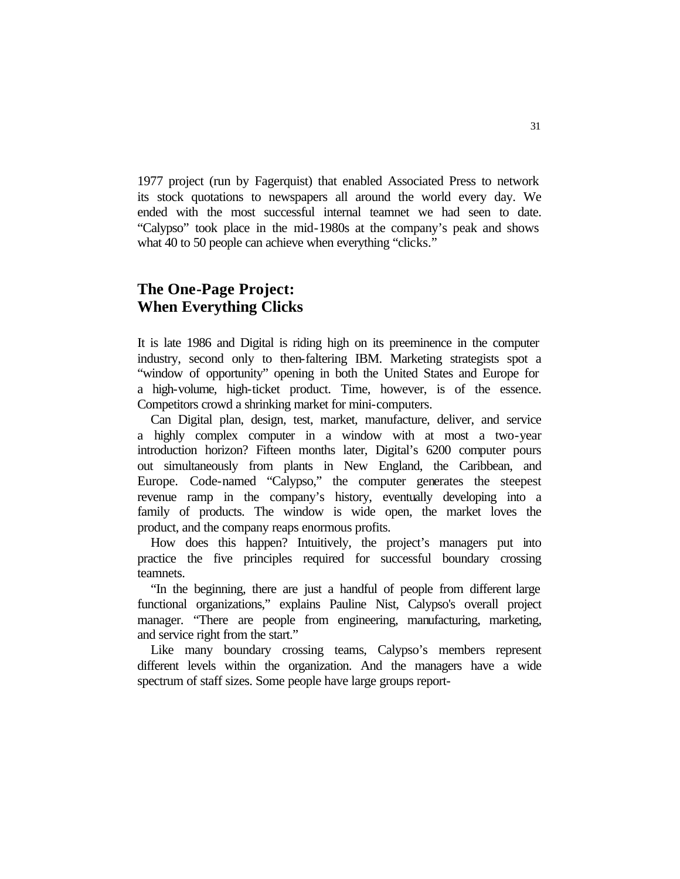1977 project (run by Fagerquist) that enabled Associated Press to network its stock quotations to newspapers all around the world every day. We ended with the most successful internal teamnet we had seen to date. "Calypso" took place in the mid-1980s at the company's peak and shows what 40 to 50 people can achieve when everything "clicks."

## The One-Page Project: When Everything Clicks

It is late 1986 and Digital is riding high on its preeminence in the computer industry, second only to then-faltering IBM. Marketing strategists spot a "window of opportunity" opening in both the United States and Europe for a high-volume, high-ticket product. Time, however, is of the essence. Competitors crowd a shrinking market for mini-computers.

Can Digital plan, design, test, market, manufacture, deliver, and service a highly complex computer in a window with at most a two-year introduction horizon? Fifteen months later, Digital's 6200 computer pours out simultaneously from plants in New England, the Caribbean, and Europe. Code-named "Calypso," the computer generates the steepest revenue ramp in the company's history, eventually developing into a family of products. The window is wide open, the market loves the product, and the company reaps enormous profits.

How does this happen? Intuitively, the project's managers put into practice the five principles required for successful boundary crossing teamnets.

"In the beginning, there are just a handful of people from different large functional organizations," explains Pauline Nist, Calypso's overall project manager. "There are people from engineering, manufacturing, marketing, and service right from the start."

Like many boundary crossing teams, Calypso's members represent different levels within the organization. And the managers have a wide spectrum of staff sizes. Some people have large groups report-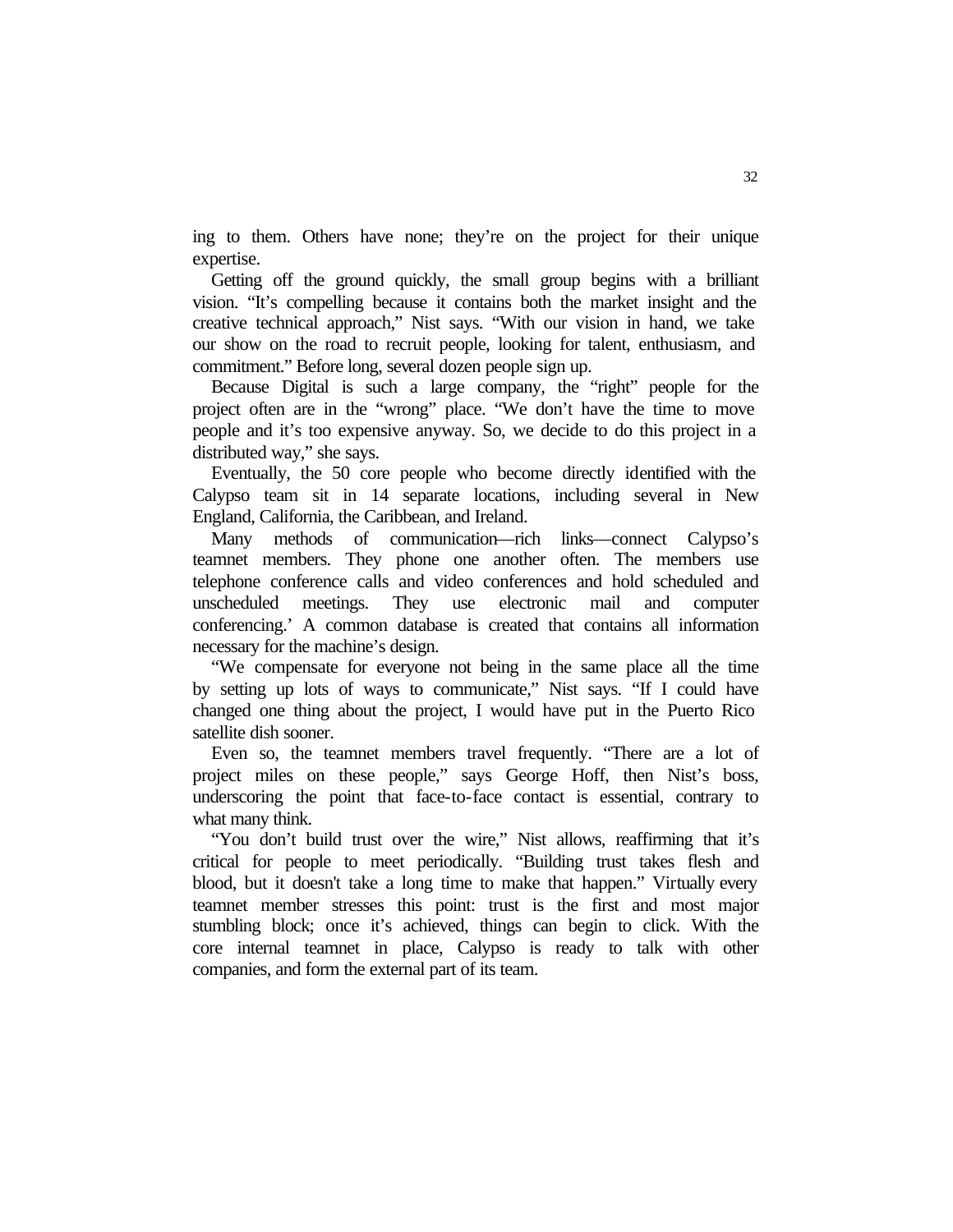ing to them. Others have none; they're on the project for their unique expertise.

Getting off the ground quickly, the small group begins with a brilliant vision. "It's compelling because it contains both the market insight and the creative technical approach," Nist says. "With our vision in hand, we take our show on the road to recruit people, looking for talent, enthusiasm, and commitment." Before long, several dozen people sign up.

Because Digital is such a large company, the "right" people for the project often are in the "wrong" place. "We don't have the time to move people and it's too expensive anyway. So, we decide to do this project in a distributed way," she says.

Eventually, the 50 core people who become directly identified with the Calypso team sit in 14 separate locations, including several in New England, California, the Caribbean, and Ireland.

Many methods of communication—rich links—connect Calypso's teamnet members. They phone one another often. The members use telephone conference calls and video conferences and hold scheduled and unscheduled meetings. They use electronic mail and computer conferencing.' A common database is created that contains all information necessary for the machine's design.

"We compensate for everyone not being in the same place all the time by setting up lots of ways to communicate," Nist says. "If I could have changed one thing about the project, I would have put in the Puerto Rico satellite dish sooner.

Even so, the teamnet members travel frequently. "There are a lot of project miles on these people," says George Hoff, then Nist's boss, underscoring the point that face-to-face contact is essential, contrary to what many think.

"You don't build trust over the wire," Nist allows, reaffirming that it's critical for people to meet periodically. "Building trust takes flesh and blood, but it doesn't take a long time to make that happen." Virtually every teamnet member stresses this point: trust is the first and most major stumbling block; once it's achieved, things can begin to click. With the core internal teamnet in place, Calypso is ready to talk with other companies, and form the external part of its team.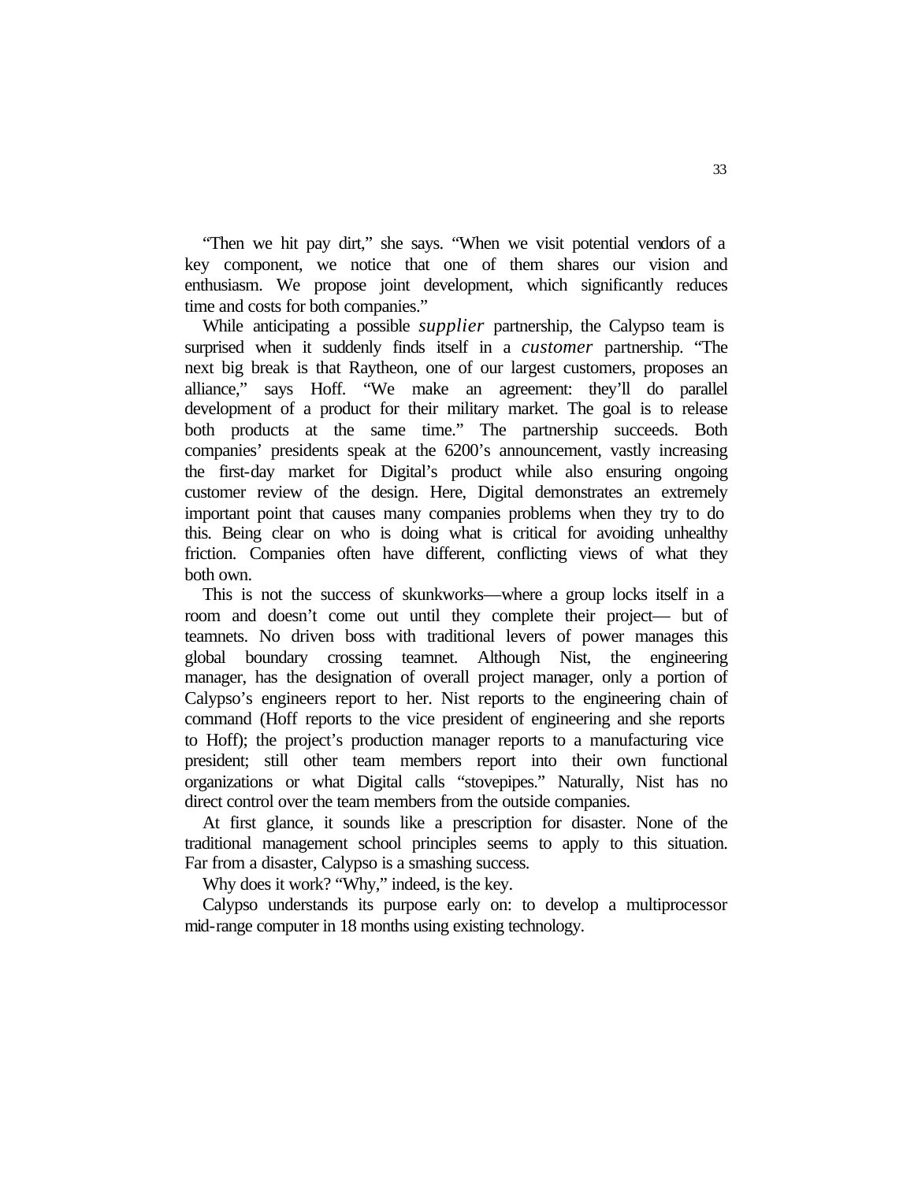"Then we hit pay dirt," she says. "When we visit potential vendors of a key component, we notice that one of them shares our vision and enthusiasm. We propose joint development, which significantly reduces time and costs for both companies."

While anticipating a possible *supplier* partnership, the Calypso team is surprised when it suddenly finds itself in a *customer* partnership. "The next big break is that Raytheon, one of our largest customers, proposes an alliance," says Hoff. "We make an agreement: they'll do parallel development of a product for their military market. The goal is to release both products at the same time." The partnership succeeds. Both companies' presidents speak at the 6200's announcement, vastly increasing the first-day market for Digital's product while also ensuring ongoing customer review of the design. Here, Digital demonstrates an extremely important point that causes many companies problems when they try to do this. Being clear on who is doing what is critical for avoiding unhealthy friction. Companies often have different, conflicting views of what they both own.

This is not the success of skunkworks—where a group locks itself in a room and doesn't come out until they complete their project— but of teamnets. No driven boss with traditional levers of power manages this global boundary crossing teamnet. Although Nist, the engineering manager, has the designation of overall project manager, only a portion of Calypso's engineers report to her. Nist reports to the engineering chain of command (Hoff reports to the vice president of engineering and she reports to Hoff); the project's production manager reports to a manufacturing vice president; still other team members report into their own functional organizations or what Digital calls "stovepipes." Naturally, Nist has no direct control over the team members from the outside companies.

At first glance, it sounds like a prescription for disaster. None of the traditional management school principles seems to apply to this situation. Far from a disaster, Calypso is a smashing success.

Why does it work? "Why," indeed, is the key.

Calypso understands its purpose early on: to develop a multiprocessor mid-range computer in 18 months using existing technology.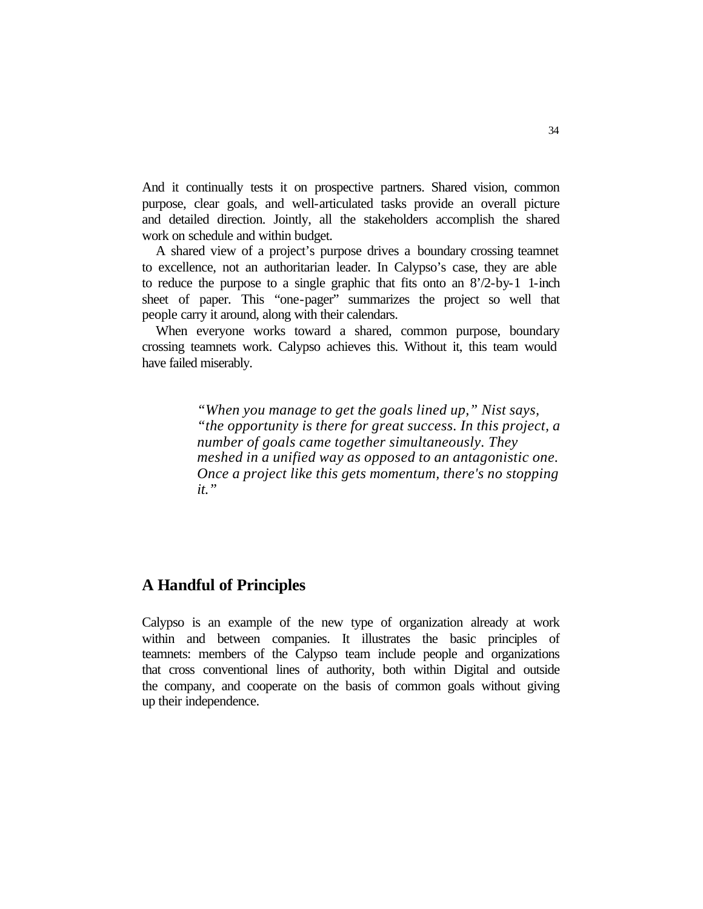And it continually tests it on prospective partners. Shared vision, common purpose, clear goals, and well-articulated tasks provide an overall picture and detailed direction. Jointly, all the stakeholders accomplish the shared work on schedule and within budget.

A shared view of a project's purpose drives a boundary crossing teamnet to excellence, not an authoritarian leader. In Calypso's case, they are able to reduce the purpose to a single graphic that fits onto an 8'/2-by-1 1-inch sheet of paper. This "one-pager" summarizes the project so well that people carry it around, along with their calendars.

When everyone works toward a shared, common purpose, boundary crossing teamnets work. Calypso achieves this. Without it, this team would have failed miserably.

> *"When you manage to get the goals lined up," Nist says, "the opportunity is there for great success. In this project, a number of goals came together simultaneously. They meshed in a unified way as opposed to an antagonistic one. Once a project like this gets momentum, there's no stopping it."*

## A Handful of Principles

Calypso is an example of the new type of organization already at work within and between companies. It illustrates the basic principles of teamnets: members of the Calypso team include people and organizations that cross conventional lines of authority, both within Digital and outside the company, and cooperate on the basis of common goals without giving up their independence.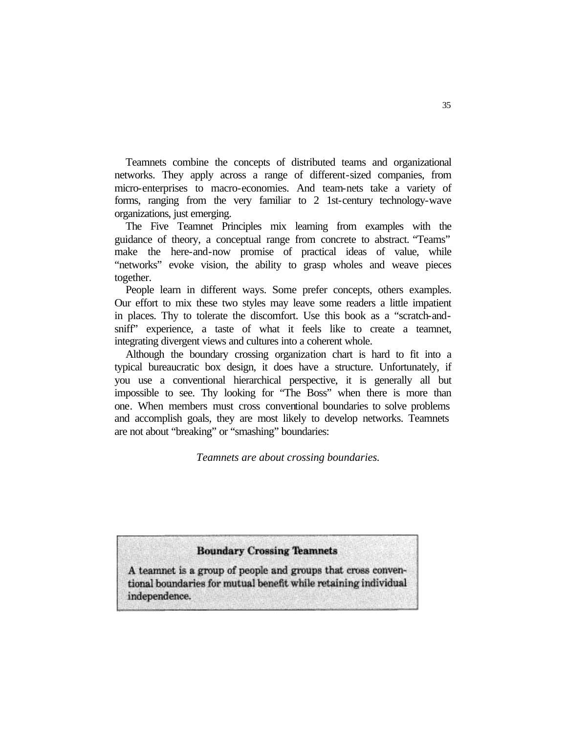Teamnets combine the concepts of distributed teams and organizational networks. They apply across a range of different-sized companies, from micro-enterprises to macro-economies. And team-nets take a variety of forms, ranging from the very familiar to 2 1st-century technology-wave organizations, just emerging.

The Five Teamnet Principles mix learning from examples with the guidance of theory, a conceptual range from concrete to abstract. "Teams" make the here-and-now promise of practical ideas of value, while "networks" evoke vision, the ability to grasp wholes and weave pieces together.

People learn in different ways. Some prefer concepts, others examples. Our effort to mix these two styles may leave some readers a little impatient in places. Thy to tolerate the discomfort. Use this book as a "scratch-and-sniff" experience, a taste of what it feels like to create a teamnet, integrating divergent views and cultures into a coherent whole.

Although the boundary crossing organization chart is hard to fit into a typical bureaucratic box design, it does have a structure. Unfortunately, if you use a conventional hierarchical perspective, it is generally all but impossible to see. Thy looking for "The Boss" when there is more than one. When members must cross conventional boundaries to solve problems and accomplish goals, they are most likely to develop networks. Teamnets are not about "breaking" or "smashing" boundaries:

*Teamnets are about crossing boundaries.*

**Boundary Crossing Teamnets**

A teamnet is a group of people and groups that cross conventional boundaries for mutual benefit while retaining individual independence.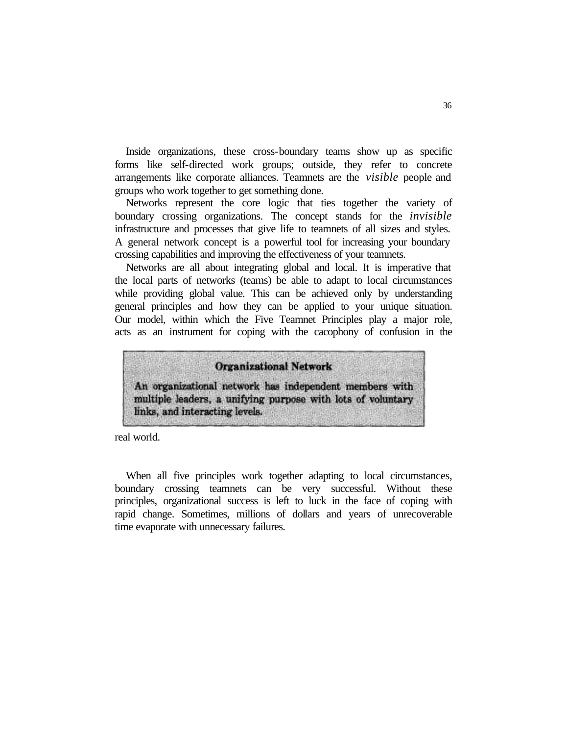Inside organizations, these cross-boundary teams show up as specific forms like self-directed work groups; outside, they refer to concrete arrangements like corporate alliances. Teamnets are the *visible* people and groups who work together to get something done.

Networks represent the core logic that ties together the variety of boundary crossing organizations. The concept stands for the *invisible* infrastructure and processes that give life to teamnets of all sizes and styles. A general network concept is a powerful tool for increasing your boundary crossing capabilities and improving the effectiveness of your teamnets.

Networks are all about integrating global and local. It is imperative that the local parts of networks (teams) be able to adapt to local circumstances while providing global value. This can be achieved only by understanding general principles and how they can be applied to your unique situation. Our model, within which the Five Teamnet Principles play a major role, acts as an instrument for coping with the cacophony of confusion in the real world.

> **Organizational Network**
>
> **An organizational network has independent members with multiple leaders, a unifying purpose with lots of voluntary links, and interacting levels.**

When all five principles work together adapting to local circumstances, boundary crossing teamnets can be very successful. Without these principles, organizational success is left to luck in the face of coping with rapid change. Sometimes, millions of dollars and years of unrecoverable time evaporate with unnecessary failures.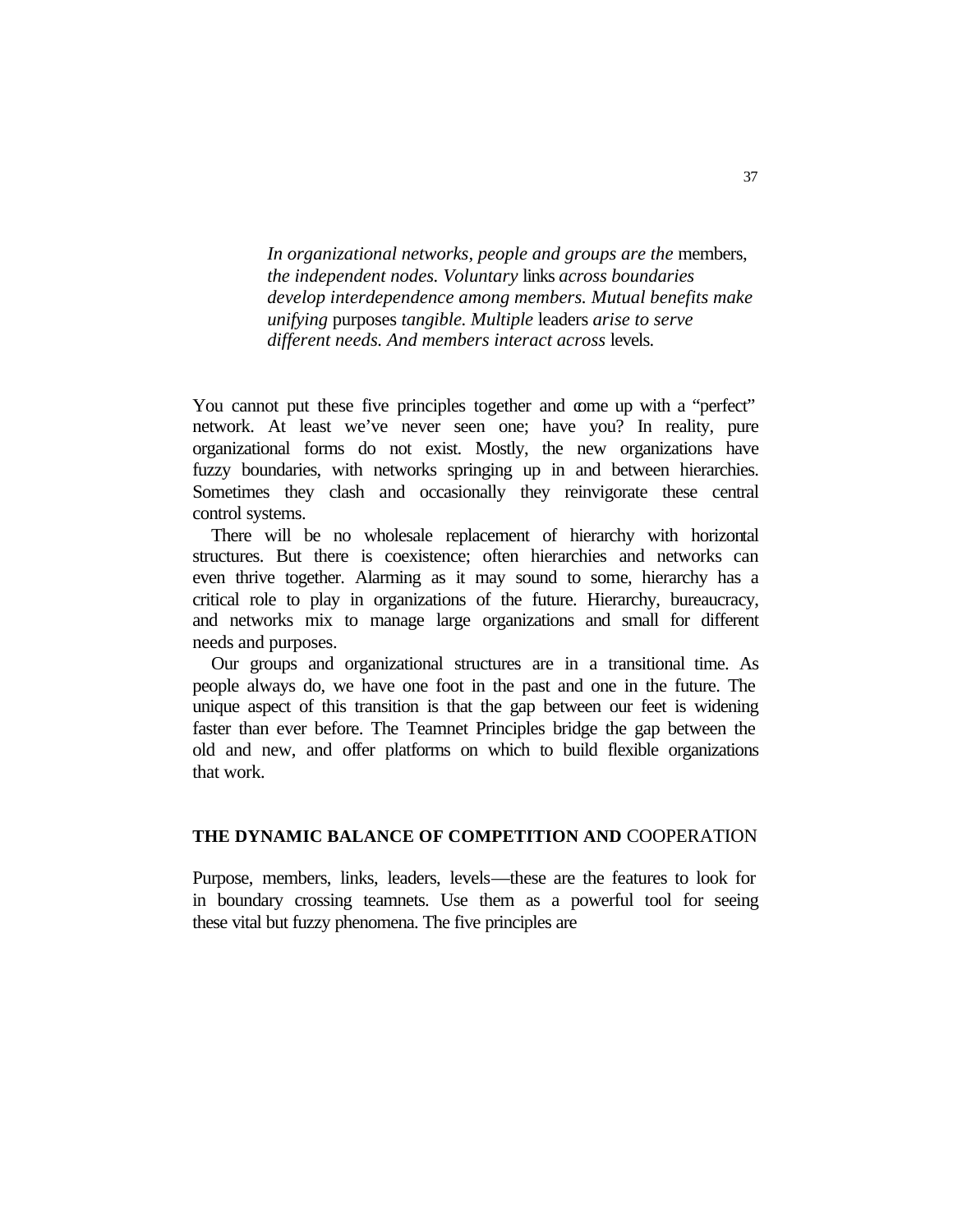*In organizational networks, people and groups are the* members, *the independent nodes. Voluntary* links *across boundaries develop interdependence among members. Mutual benefits make unifying* purposes *tangible. Multiple* leaders *arise to serve different needs. And members interact across* levels.

You cannot put these five principles together and come up with a "perfect" network. At least we've never seen one; have you? In reality, pure organizational forms do not exist. Mostly, the new organizations have fuzzy boundaries, with networks springing up in and between hierarchies. Sometimes they clash and occasionally they reinvigorate these central control systems.

There will be no wholesale replacement of hierarchy with horizontal structures. But there is coexistence; often hierarchies and networks can even thrive together. Alarming as it may sound to some, hierarchy has a critical role to play in organizations of the future. Hierarchy, bureaucracy, and networks mix to manage large organizations and small for different needs and purposes.

Our groups and organizational structures are in a transitional time. As people always do, we have one foot in the past and one in the future. The unique aspect of this transition is that the gap between our feet is widening faster than ever before. The Teamnet Principles bridge the gap between the old and new, and offer platforms on which to build flexible organizations that work.

## THE DYNAMIC BALANCE OF COMPETITION AND COOPERATION

Purpose, members, links, leaders, levels—these are the features to look for in boundary crossing teamnets. Use them as a powerful tool for seeing these vital but fuzzy phenomena. The five principles are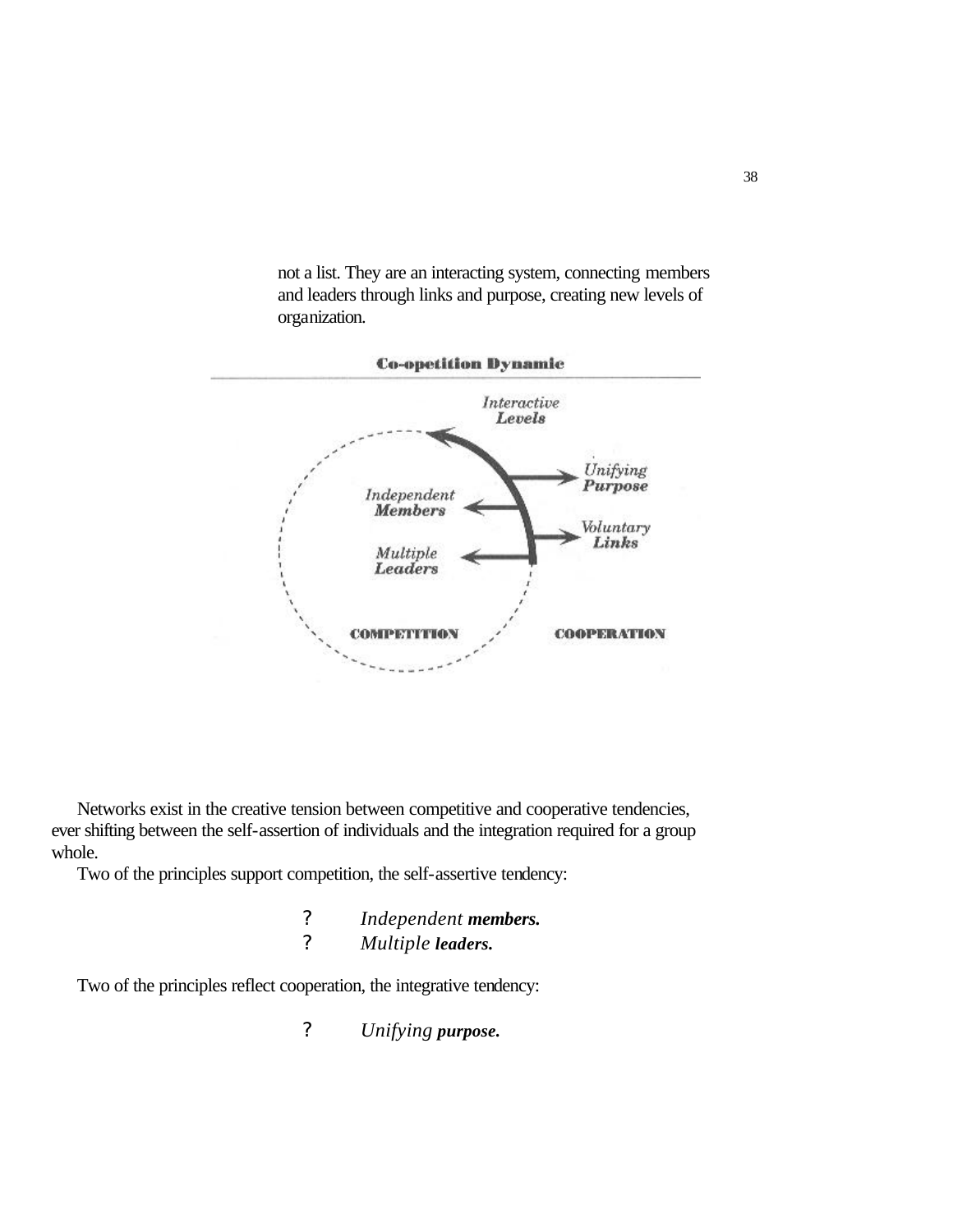not a list. They are an interacting system, connecting members and leaders through links and purpose, creating new levels of organization.

**Co-opetition Dynamic**

*Interactive* **Levels**

*Unifying* **Purpose**

*Independent* **Members**

*Voluntary* **Links**

*Multiple* **Leaders**

**COMPETITION** **COOPERATION**

Networks exist in the creative tension between competitive and cooperative tendencies, ever shifting between the self-assertion of individuals and the integration required for a group whole.

Two of the principles support competition, the self-assertive tendency:

- *Independent* **members.**
- *Multiple* **leaders.**

Two of the principles reflect cooperation, the integrative tendency:

- *Unifying* **purpose.**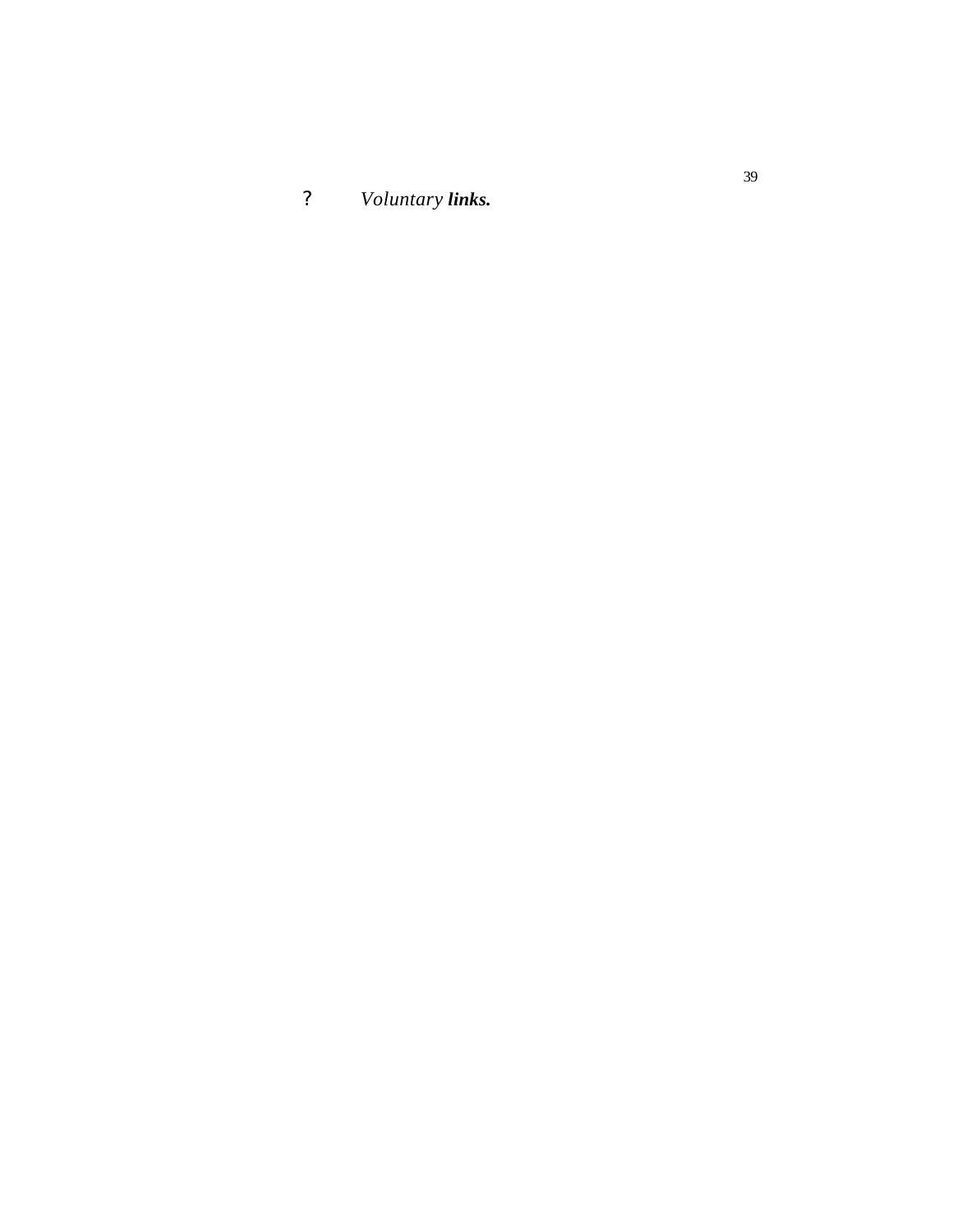? *Voluntary **links.***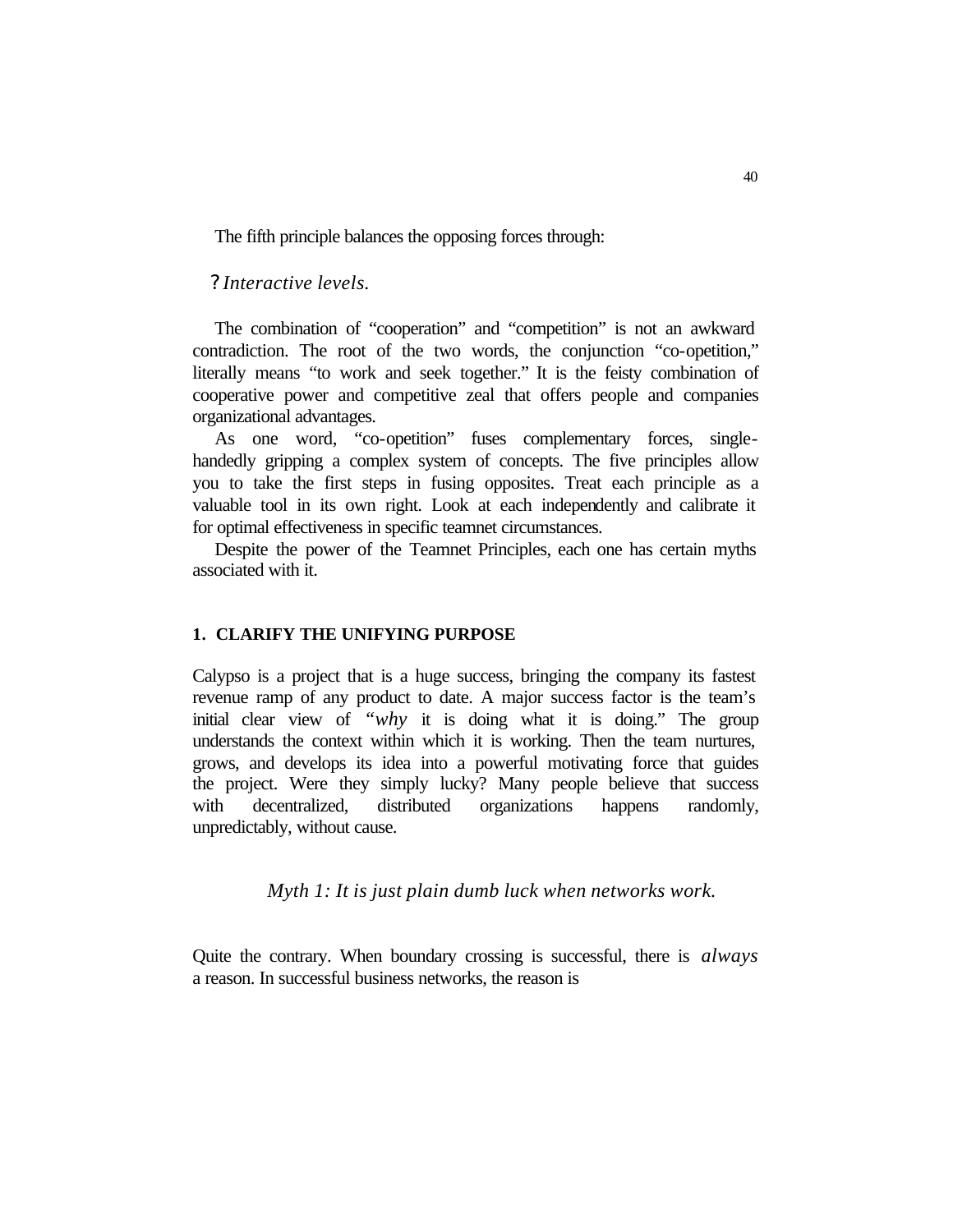The fifth principle balances the opposing forces through:

? *Interactive levels.*

The combination of "cooperation" and "competition" is not an awkward contradiction. The root of the two words, the conjunction "co-opetition," literally means "to work and seek together." It is the feisty combination of cooperative power and competitive zeal that offers people and companies organizational advantages.

As one word, "co-opetition" fuses complementary forces, single-handedly gripping a complex system of concepts. The five principles allow you to take the first steps in fusing opposites. Treat each principle as a valuable tool in its own right. Look at each independently and calibrate it for optimal effectiveness in specific teamnet circumstances.

Despite the power of the Teamnet Principles, each one has certain myths associated with it.

### 1. CLARIFY THE UNIFYING PURPOSE

Calypso is a project that is a huge success, bringing the company its fastest revenue ramp of any product to date. A major success factor is the team's initial clear view of "*why* it is doing what it is doing." The group understands the context within which it is working. Then the team nurtures, grows, and develops its idea into a powerful motivating force that guides the project. Were they simply lucky? Many people believe that success with decentralized, distributed organizations happens randomly, unpredictably, without cause.

*Myth 1: It is just plain dumb luck when networks work.*

Quite the contrary. When boundary crossing is successful, there is *always* a reason. In successful business networks, the reason is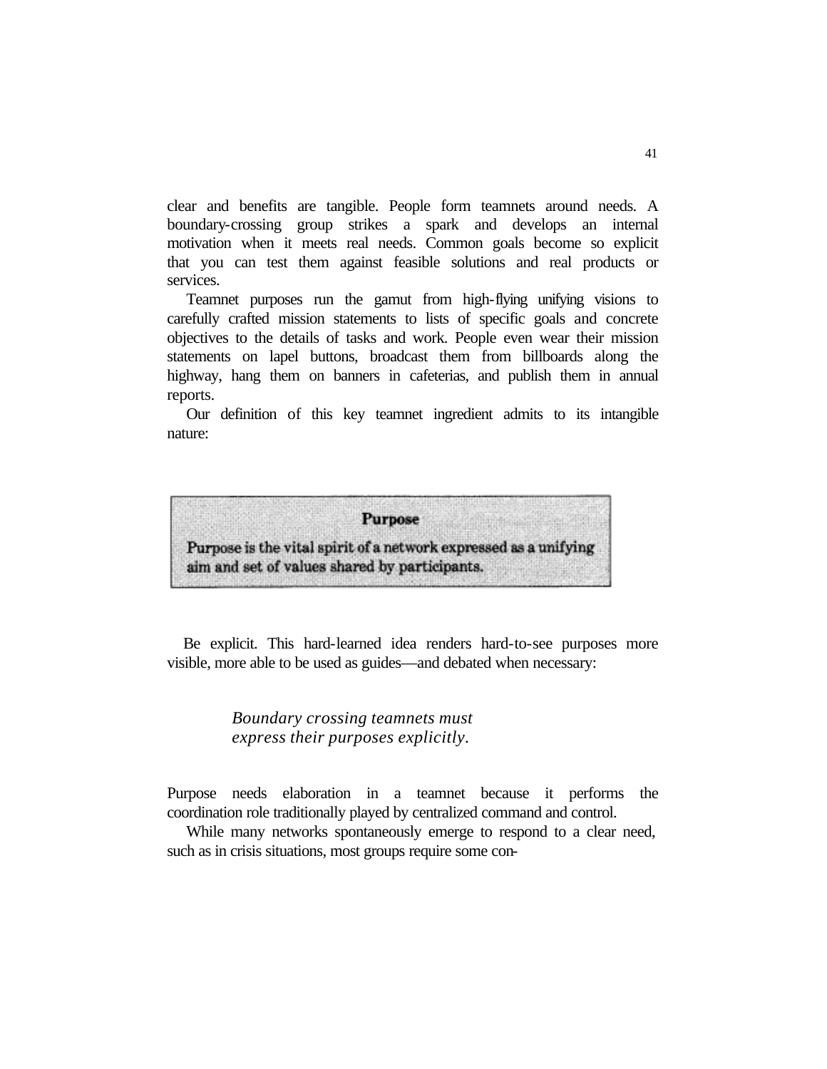clear and benefits are tangible. People form teamnets around needs. A boundary-crossing group strikes a spark and develops an internal motivation when it meets real needs. Common goals become so explicit that you can test them against feasible solutions and real products or services.

Teamnet purposes run the gamut from high-flying unifying visions to carefully crafted mission statements to lists of specific goals and concrete objectives to the details of tasks and work. People even wear their mission statements on lapel buttons, broadcast them from billboards along the highway, hang them on banners in cafeterias, and publish them in annual reports.

Our definition of this key teamnet ingredient admits to its intangible nature:

> **Purpose**
>
> **Purpose is the vital spirit of a network expressed as a unifying aim and set of values shared by participants.**

Be explicit. This hard-learned idea renders hard-to-see purposes more visible, more able to be used as guides—and debated when necessary:

> *Boundary crossing teamnets must express their purposes explicitly.*

Purpose needs elaboration in a teamnet because it performs the coordination role traditionally played by centralized command and control.

While many networks spontaneously emerge to respond to a clear need, such as in crisis situations, most groups require some con-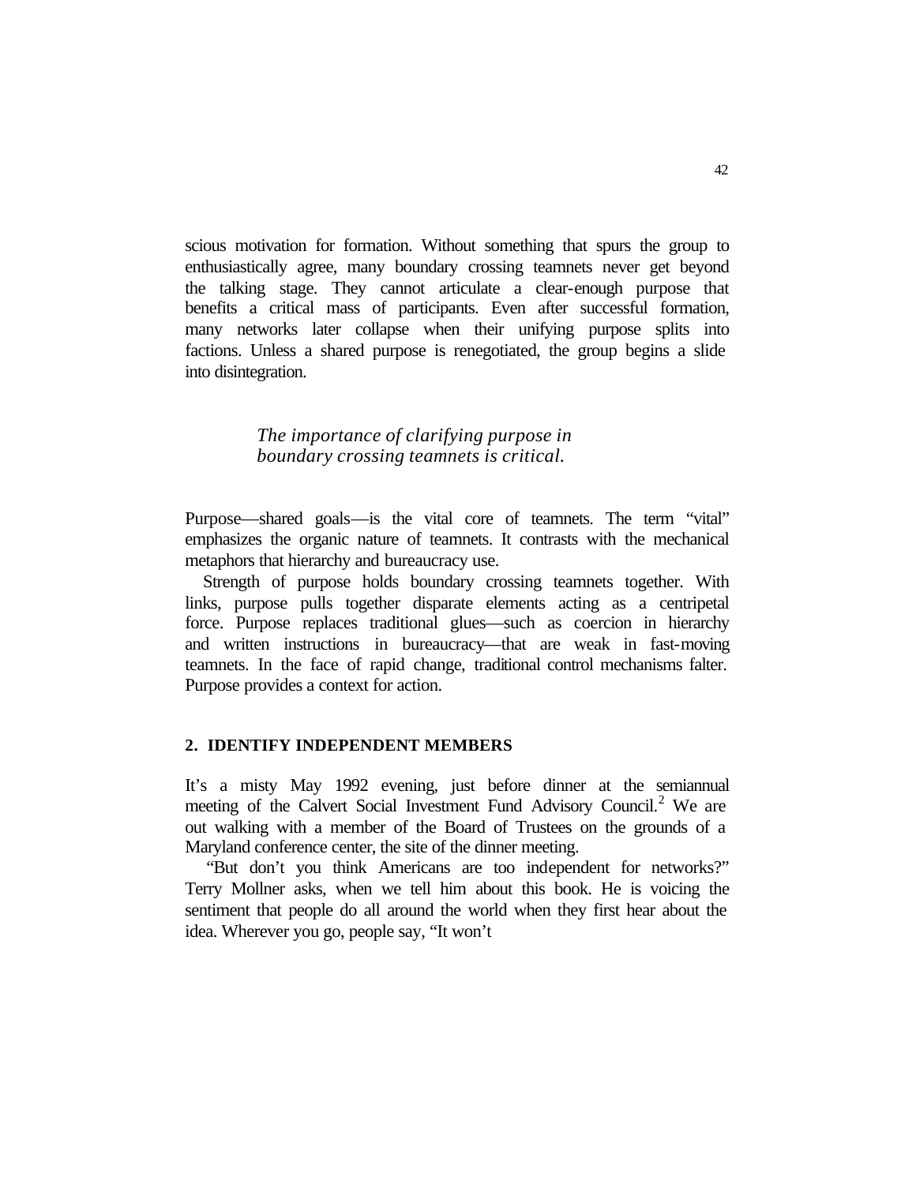scious motivation for formation. Without something that spurs the group to enthusiastically agree, many boundary crossing teamnets never get beyond the talking stage. They cannot articulate a clear-enough purpose that benefits a critical mass of participants. Even after successful formation, many networks later collapse when their unifying purpose splits into factions. Unless a shared purpose is renegotiated, the group begins a slide into disintegration.

> *The importance of clarifying purpose in boundary crossing teamnets is critical.*

Purpose—shared goals—is the vital core of teamnets. The term "vital" emphasizes the organic nature of teamnets. It contrasts with the mechanical metaphors that hierarchy and bureaucracy use.

Strength of purpose holds boundary crossing teamnets together. With links, purpose pulls together disparate elements acting as a centripetal force. Purpose replaces traditional glues—such as coercion in hierarchy and written instructions in bureaucracy—that are weak in fast-moving teamnets. In the face of rapid change, traditional control mechanisms falter. Purpose provides a context for action.

## 2. IDENTIFY INDEPENDENT MEMBERS

It's a misty May 1992 evening, just before dinner at the semiannual meeting of the Calvert Social Investment Fund Advisory Council.[2] We are out walking with a member of the Board of Trustees on the grounds of a Maryland conference center, the site of the dinner meeting.

"But don't you think Americans are too independent for networks?" Terry Mollner asks, when we tell him about this book. He is voicing the sentiment that people do all around the world when they first hear about the idea. Wherever you go, people say, "It won't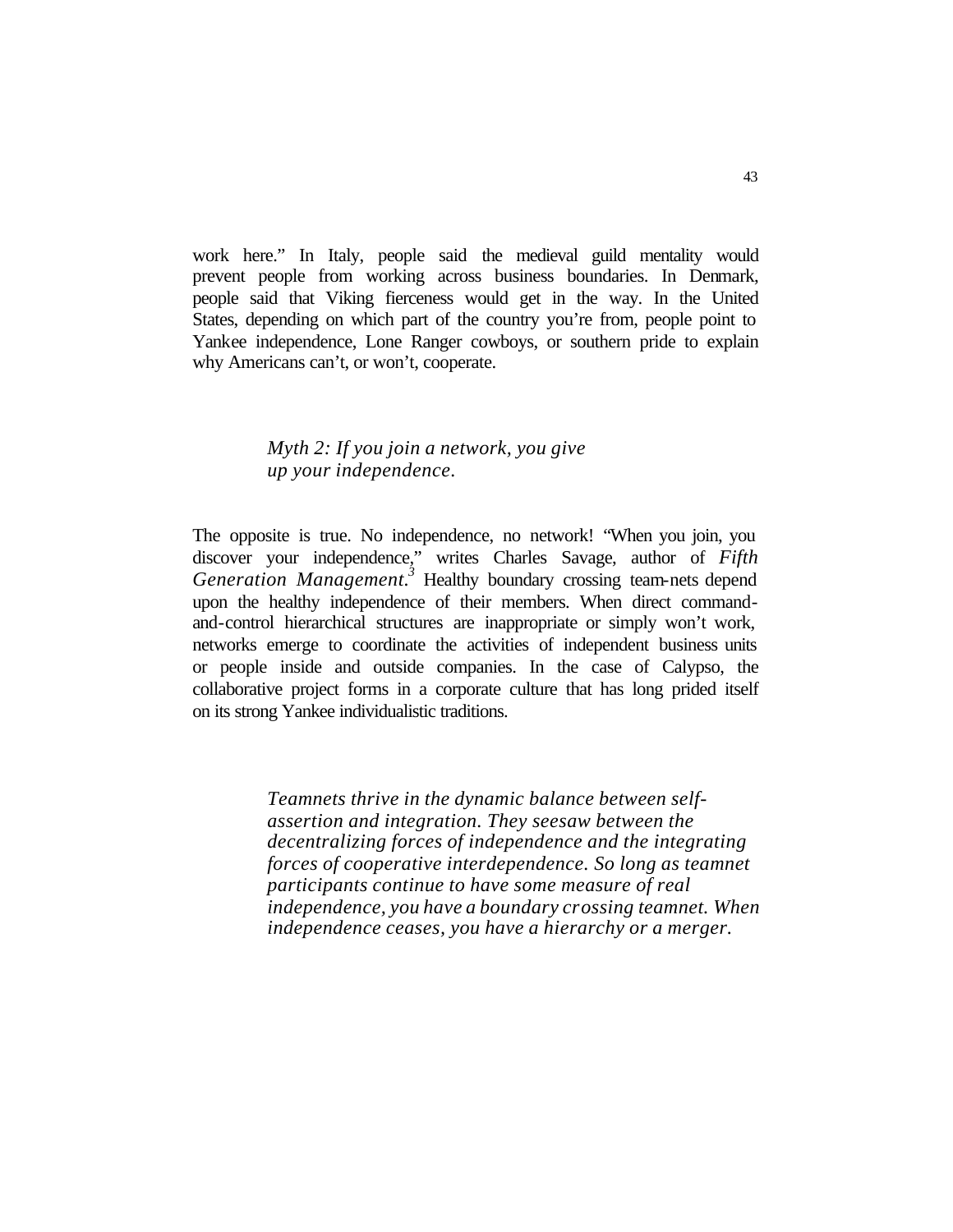work here." In Italy, people said the medieval guild mentality would prevent people from working across business boundaries. In Denmark, people said that Viking fierceness would get in the way. In the United States, depending on which part of the country you're from, people point to Yankee independence, Lone Ranger cowboys, or southern pride to explain why Americans can't, or won't, cooperate.

*Myth 2: If you join a network, you give up your independence.*

The opposite is true. No independence, no network! "When you join, you discover your independence," writes Charles Savage, author of *Fifth Generation Management.*[3] Healthy boundary crossing team-nets depend upon the healthy independence of their members. When direct command-and-control hierarchical structures are inappropriate or simply won't work, networks emerge to coordinate the activities of independent business units or people inside and outside companies. In the case of Calypso, the collaborative project forms in a corporate culture that has long prided itself on its strong Yankee individualistic traditions.

*Teamnets thrive in the dynamic balance between self-assertion and integration. They seesaw between the decentralizing forces of independence and the integrating forces of cooperative interdependence. So long as teamnet participants continue to have some measure of real independence, you have a boundary crossing teamnet. When independence ceases, you have a hierarchy or a merger.*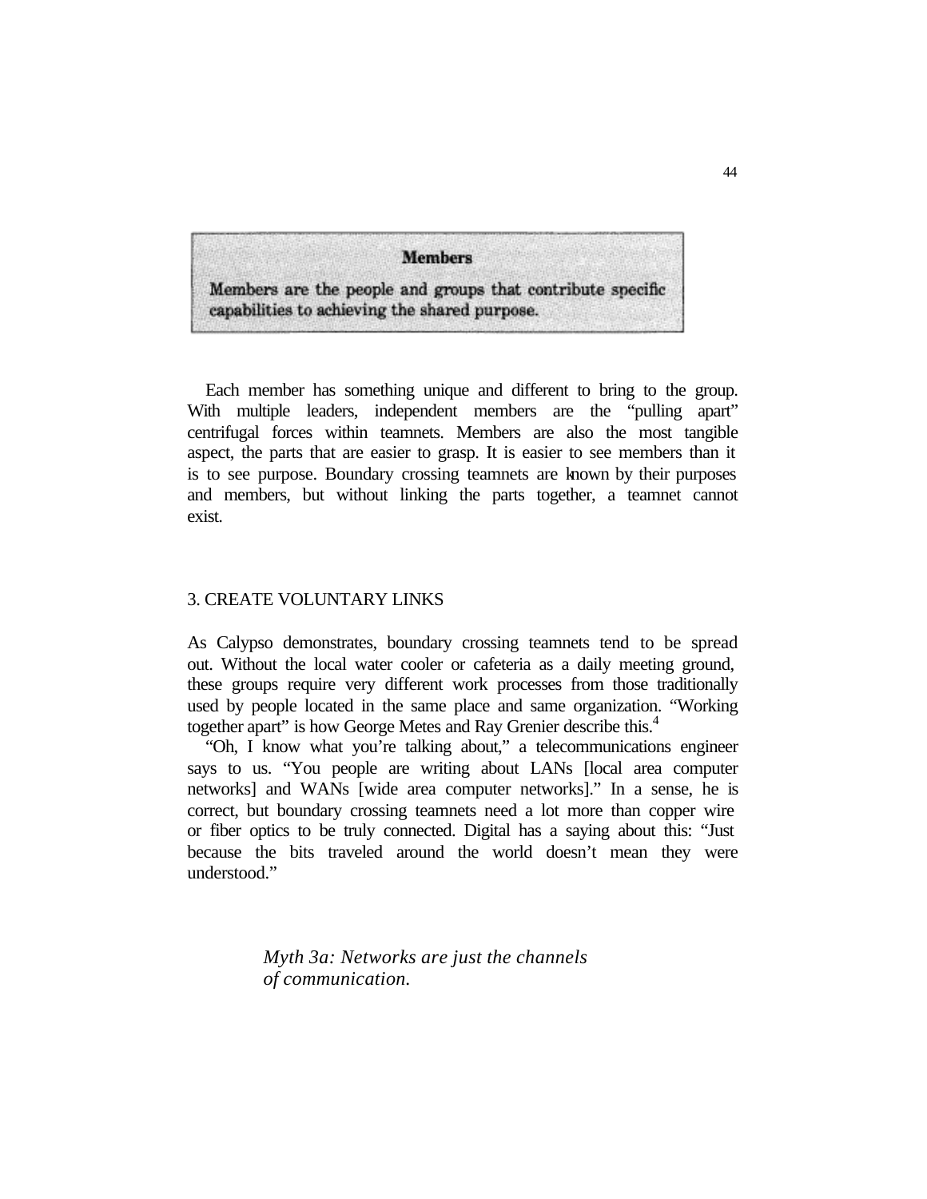**Members**

**Members are the people and groups that contribute specific capabilities to achieving the shared purpose.**

Each member has something unique and different to bring to the group. With multiple leaders, independent members are the "pulling apart" centrifugal forces within teamnets. Members are also the most tangible aspect, the parts that are easier to grasp. It is easier to see members than it is to see purpose. Boundary crossing teamnets are known by their purposes and members, but without linking the parts together, a teamnet cannot exist.

## 3. CREATE VOLUNTARY LINKS

As Calypso demonstrates, boundary crossing teamnets tend to be spread out. Without the local water cooler or cafeteria as a daily meeting ground, these groups require very different work processes from those traditionally used by people located in the same place and same organization. "Working together apart" is how George Metes and Ray Grenier describe this.[4]

"Oh, I know what you're talking about," a telecommunications engineer says to us. "You people are writing about LANs [local area computer networks] and WANs [wide area computer networks]." In a sense, he is correct, but boundary crossing teamnets need a lot more than copper wire or fiber optics to be truly connected. Digital has a saying about this: "Just because the bits traveled around the world doesn't mean they were understood."

*Myth 3a: Networks are just the channels of communication.*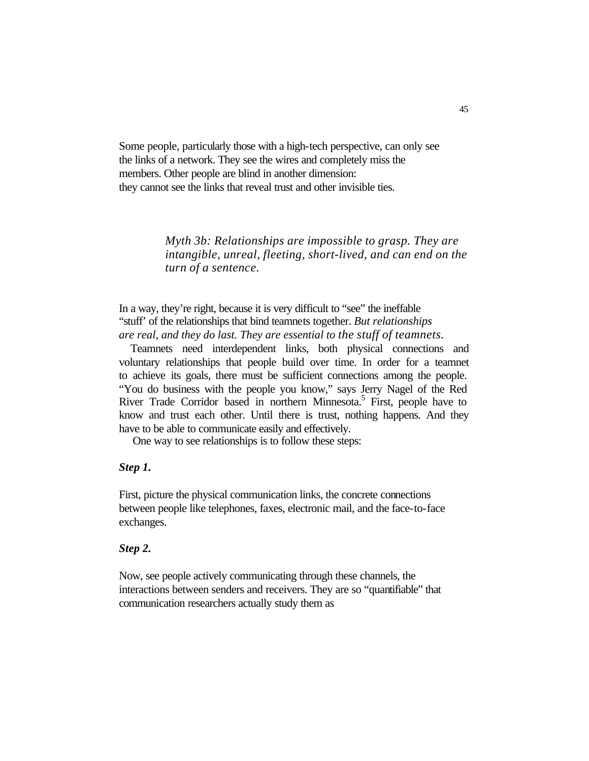Some people, particularly those with a high-tech perspective, can only see the links of a network. They see the wires and completely miss the members. Other people are blind in another dimension: they cannot see the links that reveal trust and other invisible ties.

> *Myth 3b: Relationships are impossible to grasp. They are intangible, unreal, fleeting, short-lived, and can end on the turn of a sentence.*

In a way, they're right, because it is very difficult to "see" the ineffable "stuff' of the relationships that bind teamnets together. *But relationships are real, and they do last. They are essential to the stuff of teamnets.*

Teamnets need interdependent links, both physical connections and voluntary relationships that people build over time. In order for a teamnet to achieve its goals, there must be sufficient connections among the people. "You do business with the people you know," says Jerry Nagel of the Red River Trade Corridor based in northern Minnesota.[5] First, people have to know and trust each other. Until there is trust, nothing happens. And they have to be able to communicate easily and effectively.

One way to see relationships is to follow these steps:

***Step 1.***

First, picture the physical communication links, the concrete connections between people like telephones, faxes, electronic mail, and the face-to-face exchanges.

***Step 2.***

Now, see people actively communicating through these channels, the interactions between senders and receivers. They are so "quantifiable" that communication researchers actually study them as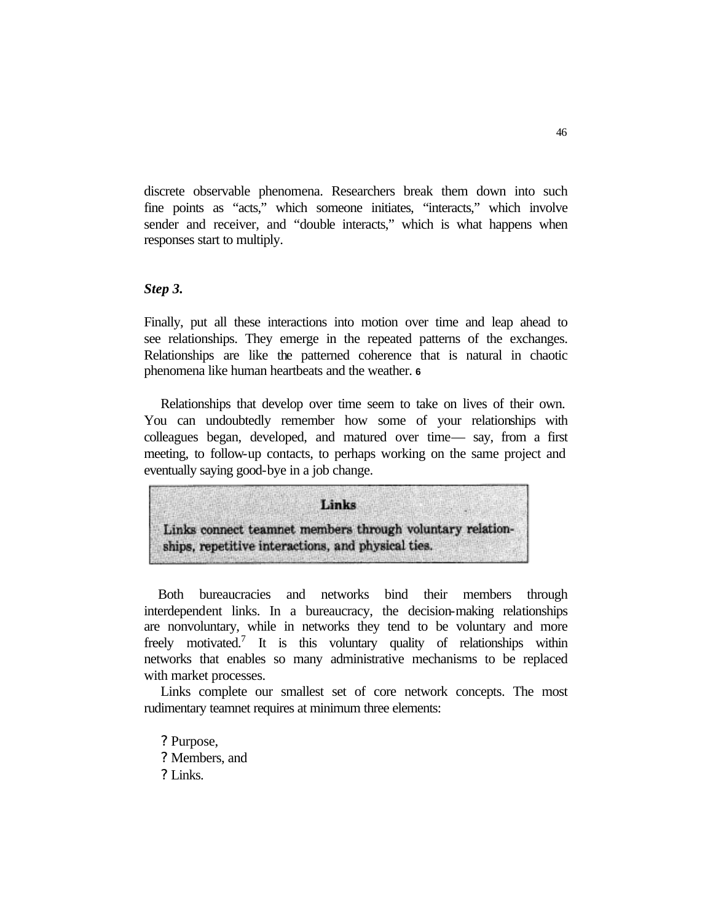discrete observable phenomena. Researchers break them down into such fine points as "acts," which someone initiates, "interacts," which involve sender and receiver, and "double interacts," which is what happens when responses start to multiply.

***Step 3.***

Finally, put all these interactions into motion over time and leap ahead to see relationships. They emerge in the repeated patterns of the exchanges. Relationships are like the patterned coherence that is natural in chaotic phenomena like human heartbeats and the weather. [6]

Relationships that develop over time seem to take on lives of their own. You can undoubtedly remember how some of your relationships with colleagues began, developed, and matured over time— say, from a first meeting, to follow-up contacts, to perhaps working on the same project and eventually saying good-bye in a job change.

> **Links**
>
> Links connect teamnet members through voluntary relationships, repetitive interactions, and physical ties.

Both bureaucracies and networks bind their members through interdependent links. In a bureaucracy, the decision-making relationships are nonvoluntary, while in networks they tend to be voluntary and more freely motivated.[7] It is this voluntary quality of relationships within networks that enables so many administrative mechanisms to be replaced with market processes.

Links complete our smallest set of core network concepts. The most rudimentary teamnet requires at minimum three elements:

- Purpose,
- Members, and
- Links.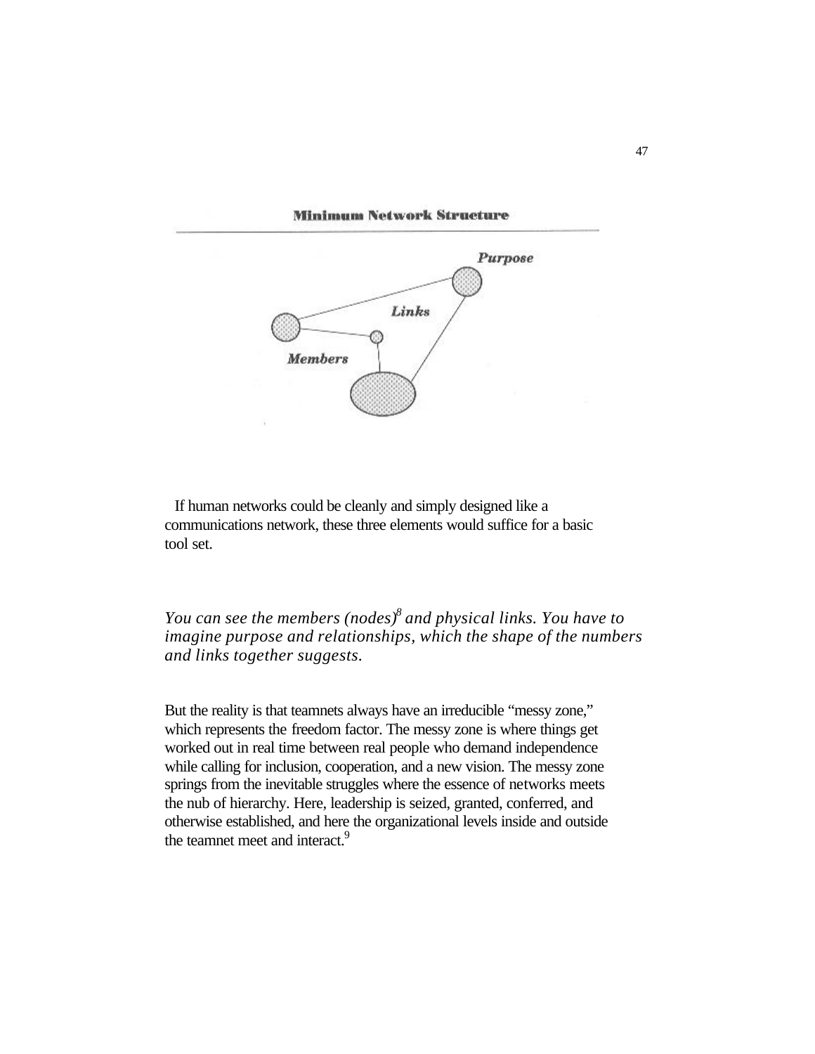**Minimum Network Structure**

Purpose

Links

Members

If human networks could be cleanly and simply designed like a communications network, these three elements would suffice for a basic tool set.

*You can see the members (nodes)[8] and physical links. You have to imagine purpose and relationships, which the shape of the numbers and links together suggests.*

But the reality is that teamnets always have an irreducible "messy zone," which represents the freedom factor. The messy zone is where things get worked out in real time between real people who demand independence while calling for inclusion, cooperation, and a new vision. The messy zone springs from the inevitable struggles where the essence of networks meets the nub of hierarchy. Here, leadership is seized, granted, conferred, and otherwise established, and here the organizational levels inside and outside the teamnet meet and interact.[9]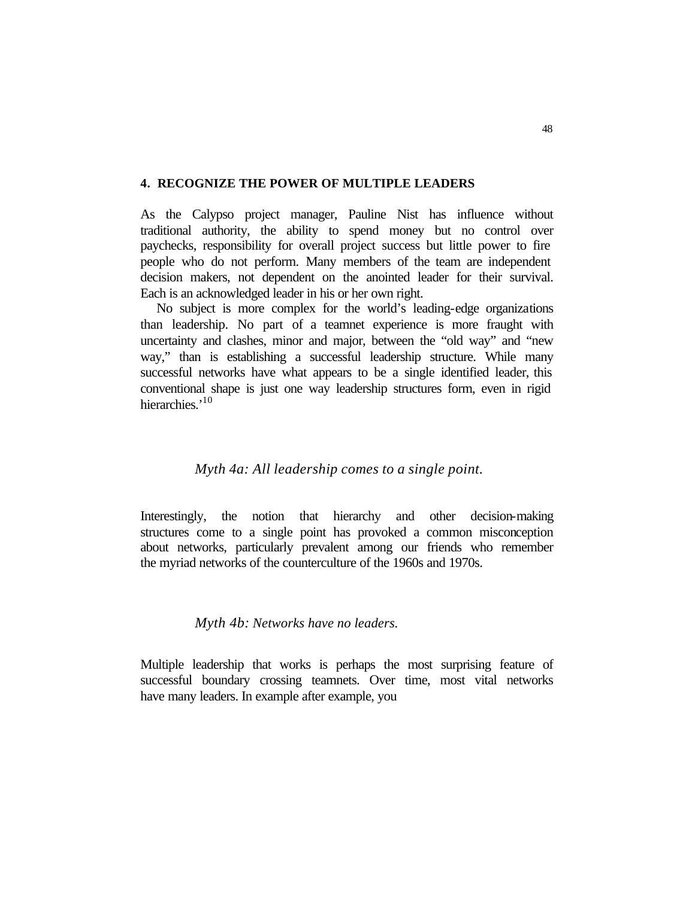## 4. RECOGNIZE THE POWER OF MULTIPLE LEADERS

As the Calypso project manager, Pauline Nist has influence without traditional authority, the ability to spend money but no control over paychecks, responsibility for overall project success but little power to fire people who do not perform. Many members of the team are independent decision makers, not dependent on the anointed leader for their survival. Each is an acknowledged leader in his or her own right.

No subject is more complex for the world's leading-edge organizations than leadership. No part of a teamnet experience is more fraught with uncertainty and clashes, minor and major, between the "old way" and "new way," than is establishing a successful leadership structure. While many successful networks have what appears to be a single identified leader, this conventional shape is just one way leadership structures form, even in rigid hierarchies.'[10]

*Myth 4a: All leadership comes to a single point.*

Interestingly, the notion that hierarchy and other decision-making structures come to a single point has provoked a common misconception about networks, particularly prevalent among our friends who remember the myriad networks of the counterculture of the 1960s and 1970s.

*Myth 4b: Networks have no leaders.*

Multiple leadership that works is perhaps the most surprising feature of successful boundary crossing teamnets. Over time, most vital networks have many leaders. In example after example, you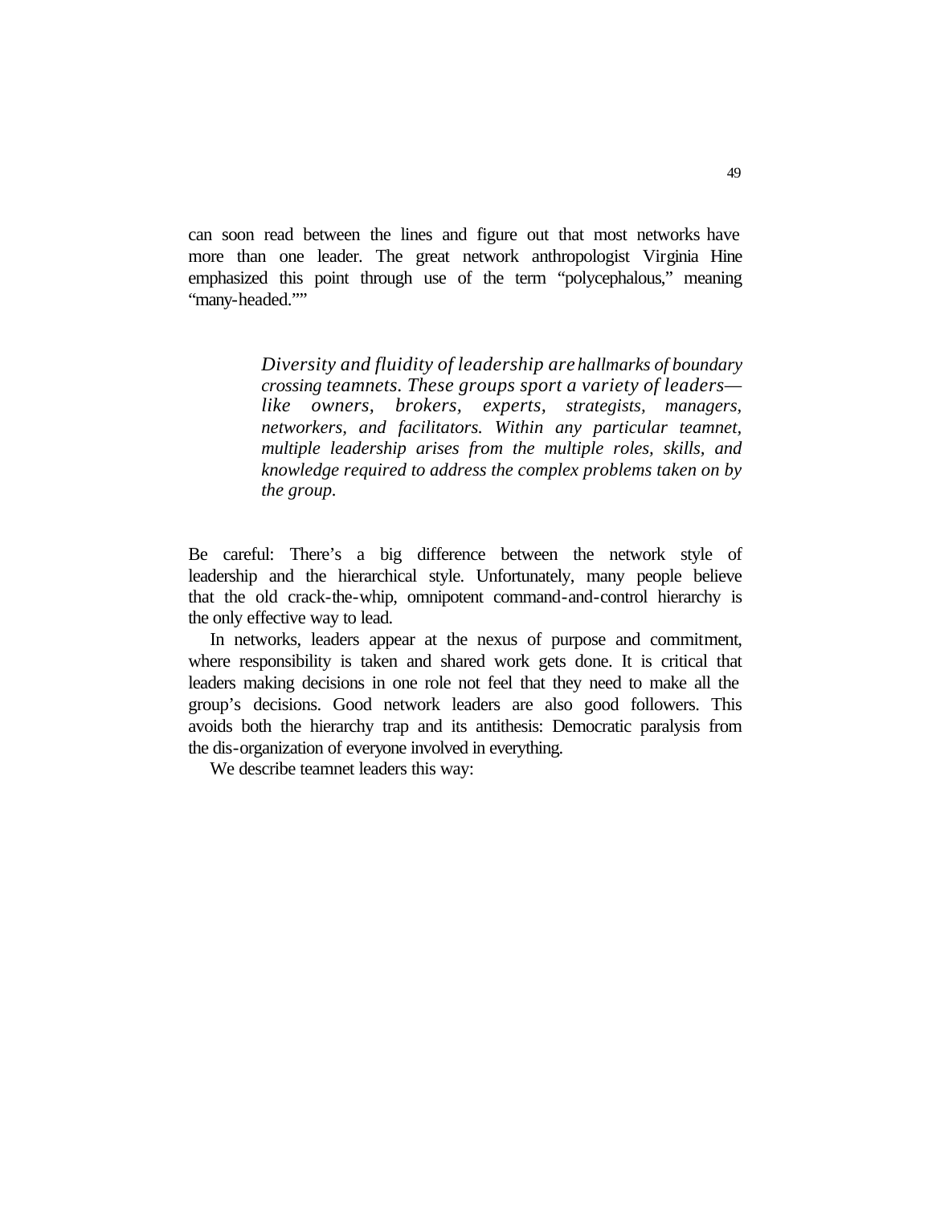can soon read between the lines and figure out that most networks have more than one leader. The great network anthropologist Virginia Hine emphasized this point through use of the term "polycephalous," meaning "many-headed.""

> *Diversity and fluidity of leadership are hallmarks of boundary crossing teamnets. These groups sport a variety of leaders—like owners, brokers, experts, strategists, managers, networkers, and facilitators. Within any particular teamnet, multiple leadership arises from the multiple roles, skills, and knowledge required to address the complex problems taken on by the group.*

Be careful: There's a big difference between the network style of leadership and the hierarchical style. Unfortunately, many people believe that the old crack-the-whip, omnipotent command-and-control hierarchy is the only effective way to lead.

In networks, leaders appear at the nexus of purpose and commitment, where responsibility is taken and shared work gets done. It is critical that leaders making decisions in one role not feel that they need to make all the group's decisions. Good network leaders are also good followers. This avoids both the hierarchy trap and its antithesis: Democratic paralysis from the dis-organization of everyone involved in everything.

We describe teamnet leaders this way: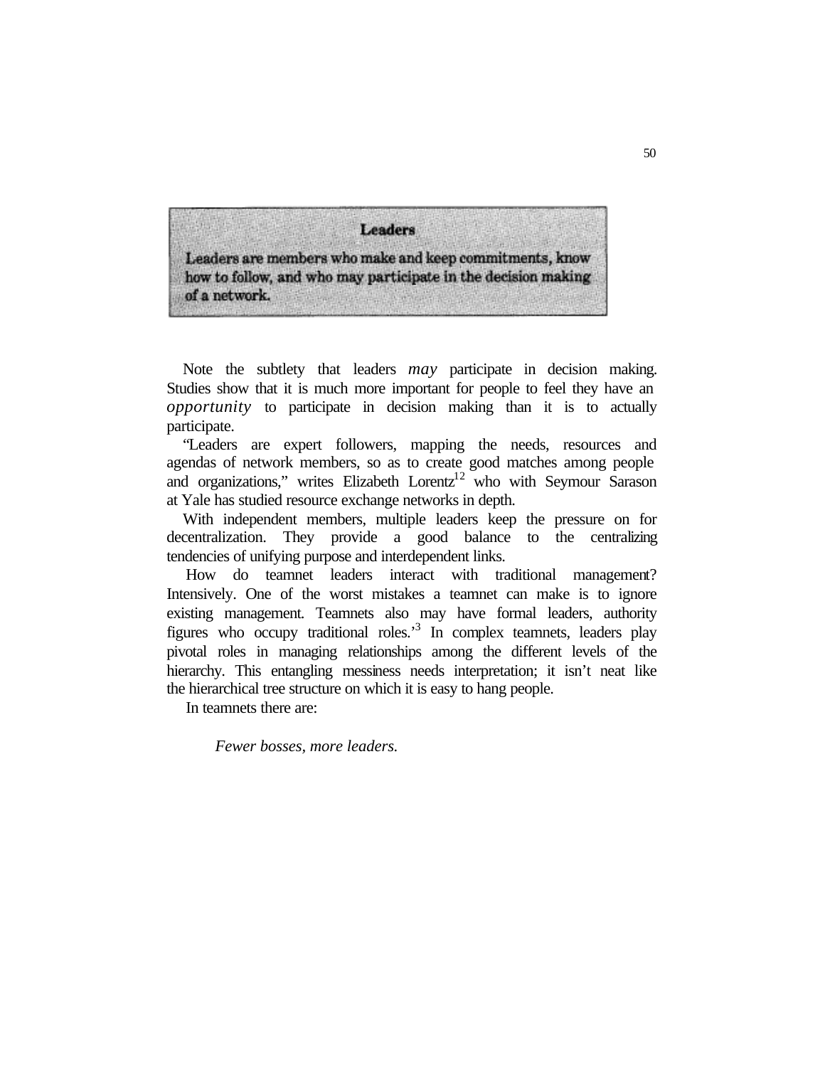**Leaders**

**Leaders are members who make and keep commitments, know how to follow, and who may participate in the decision making of a network.**

Note the subtlety that leaders *may* participate in decision making. Studies show that it is much more important for people to feel they have an *opportunity* to participate in decision making than it is to actually participate.

"Leaders are expert followers, mapping the needs, resources and agendas of network members, so as to create good matches among people and organizations," writes Elizabeth Lorentz[12] who with Seymour Sarason at Yale has studied resource exchange networks in depth.

With independent members, multiple leaders keep the pressure on for decentralization. They provide a good balance to the centralizing tendencies of unifying purpose and interdependent links.

How do teamnet leaders interact with traditional management? Intensively. One of the worst mistakes a teamnet can make is to ignore existing management. Teamnets also may have formal leaders, authority figures who occupy traditional roles.'[3] In complex teamnets, leaders play pivotal roles in managing relationships among the different levels of the hierarchy. This entangling messiness needs interpretation; it isn't neat like the hierarchical tree structure on which it is easy to hang people.

In teamnets there are:

*Fewer bosses, more leaders.*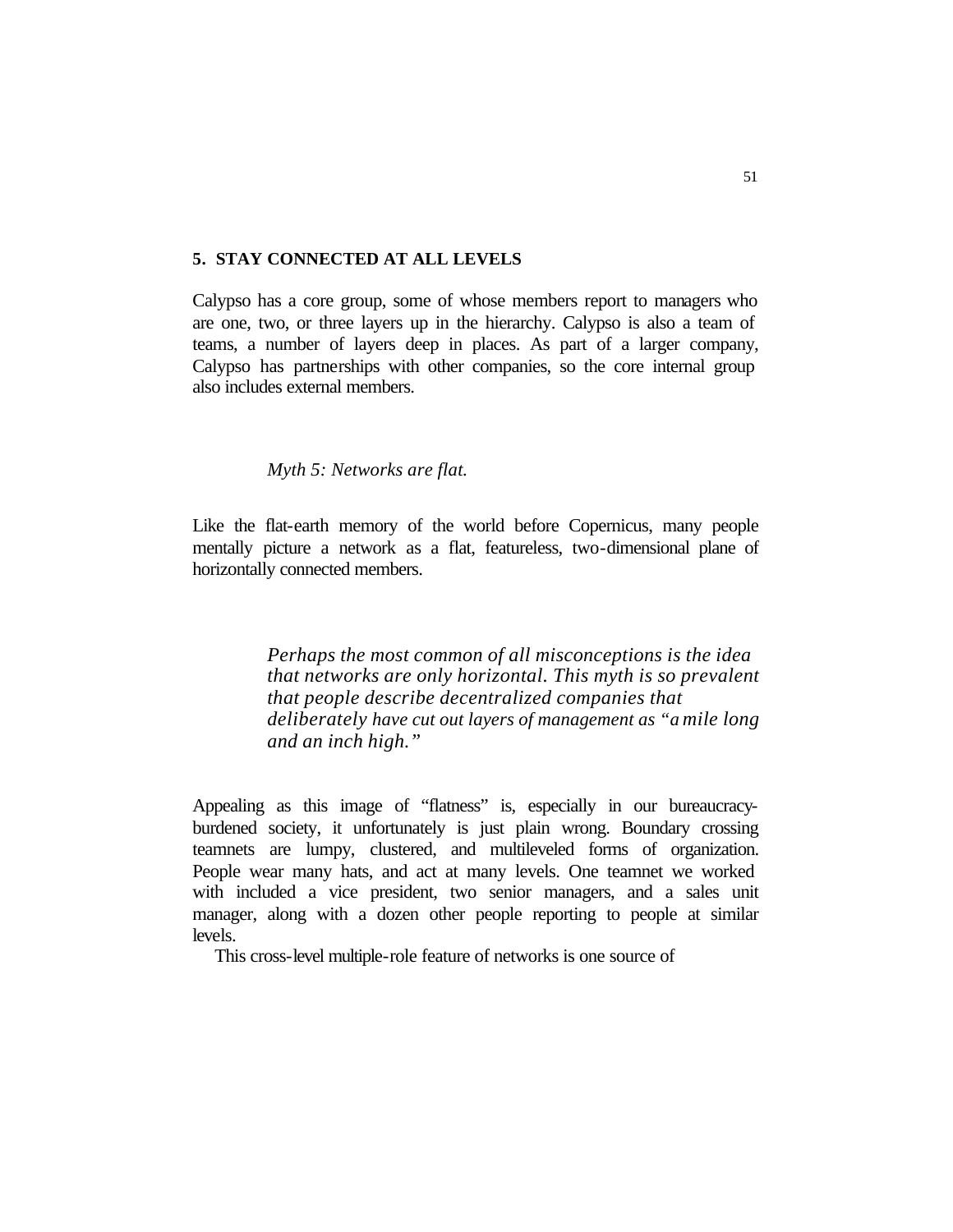## 5. STAY CONNECTED AT ALL LEVELS

Calypso has a core group, some of whose members report to managers who are one, two, or three layers up in the hierarchy. Calypso is also a team of teams, a number of layers deep in places. As part of a larger company, Calypso has partnerships with other companies, so the core internal group also includes external members.

*Myth 5: Networks are flat.*

Like the flat-earth memory of the world before Copernicus, many people mentally picture a network as a flat, featureless, two-dimensional plane of horizontally connected members.

> *Perhaps the most common of all misconceptions is the idea that networks are only horizontal. This myth is so prevalent that people describe decentralized companies that deliberately have cut out layers of management as "a mile long and an inch high."*

Appealing as this image of "flatness" is, especially in our bureaucracy-burdened society, it unfortunately is just plain wrong. Boundary crossing teamnets are lumpy, clustered, and multileveled forms of organization. People wear many hats, and act at many levels. One teamnet we worked with included a vice president, two senior managers, and a sales unit manager, along with a dozen other people reporting to people at similar levels.

This cross-level multiple-role feature of networks is one source of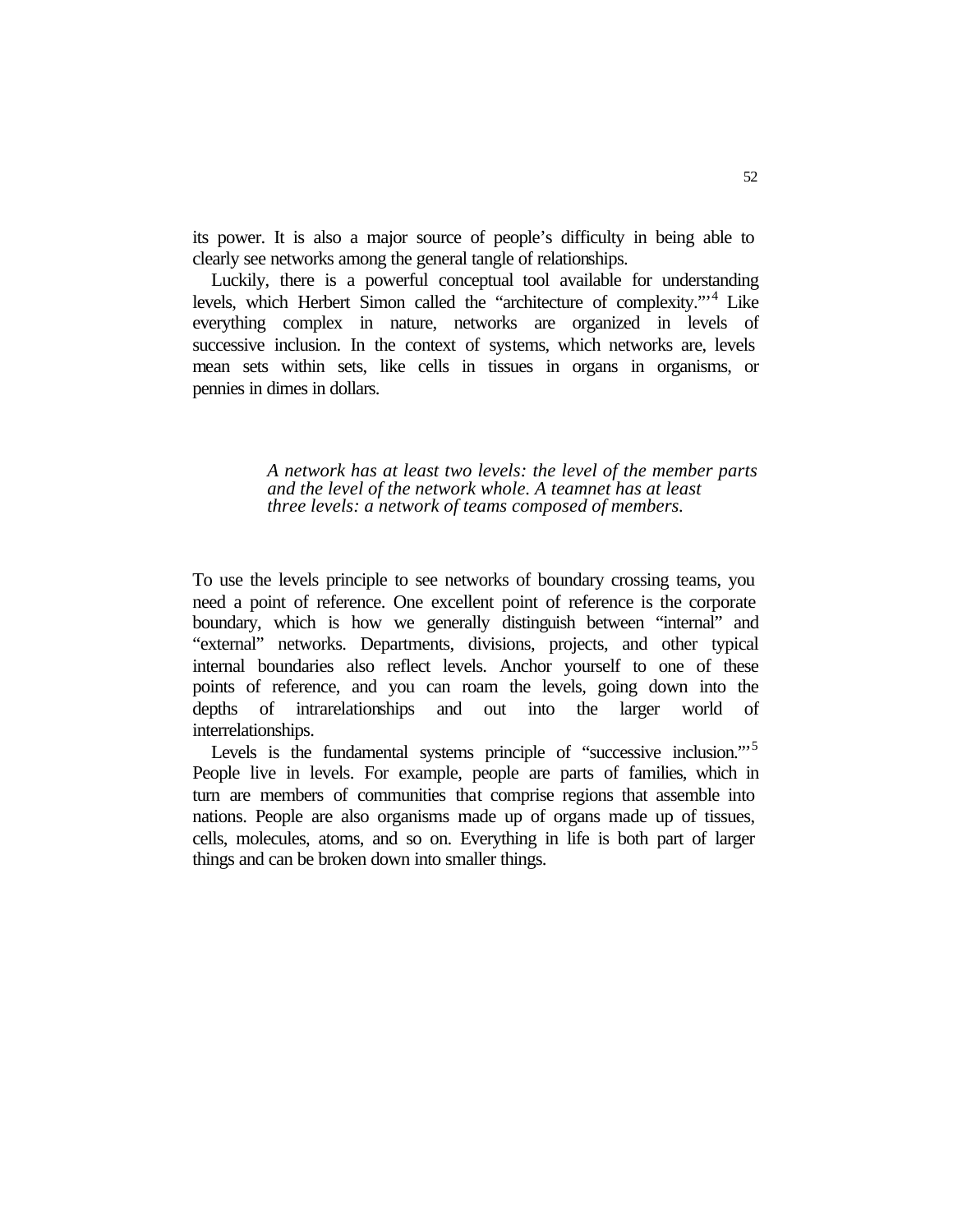its power. It is also a major source of people's difficulty in being able to clearly see networks among the general tangle of relationships.

Luckily, there is a powerful conceptual tool available for understanding levels, which Herbert Simon called the "architecture of complexity."'[4] Like everything complex in nature, networks are organized in levels of successive inclusion. In the context of systems, which networks are, levels mean sets within sets, like cells in tissues in organs in organisms, or pennies in dimes in dollars.

> *A network has at least two levels: the level of the member parts and the level of the network whole. A teamnet has at least three levels: a network of teams composed of members.*

To use the levels principle to see networks of boundary crossing teams, you need a point of reference. One excellent point of reference is the corporate boundary, which is how we generally distinguish between "internal" and "external" networks. Departments, divisions, projects, and other typical internal boundaries also reflect levels. Anchor yourself to one of these points of reference, and you can roam the levels, going down into the depths of intrarelationships and out into the larger world of interrelationships.

Levels is the fundamental systems principle of "successive inclusion."'[5] People live in levels. For example, people are parts of families, which in turn are members of communities that comprise regions that assemble into nations. People are also organisms made up of organs made up of tissues, cells, molecules, atoms, and so on. Everything in life is both part of larger things and can be broken down into smaller things.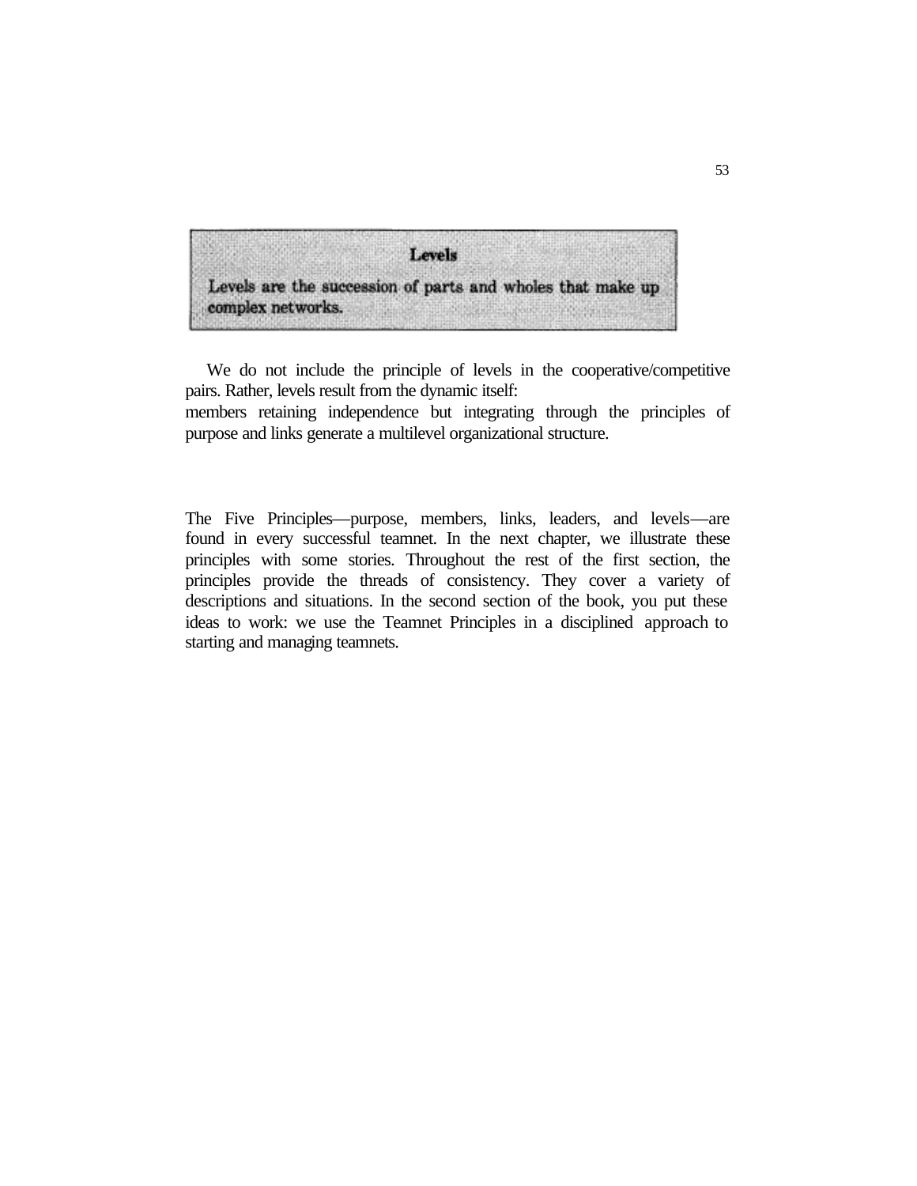**Levels**

**Levels are the succession of parts and wholes that make up complex networks.**

We do not include the principle of levels in the cooperative/competitive pairs. Rather, levels result from the dynamic itself: members retaining independence but integrating through the principles of purpose and links generate a multilevel organizational structure.

The Five Principles—purpose, members, links, leaders, and levels—are found in every successful teamnet. In the next chapter, we illustrate these principles with some stories. Throughout the rest of the first section, the principles provide the threads of consistency. They cover a variety of descriptions and situations. In the second section of the book, you put these ideas to work: we use the Teamnet Principles in a disciplined approach to starting and managing teamnets.